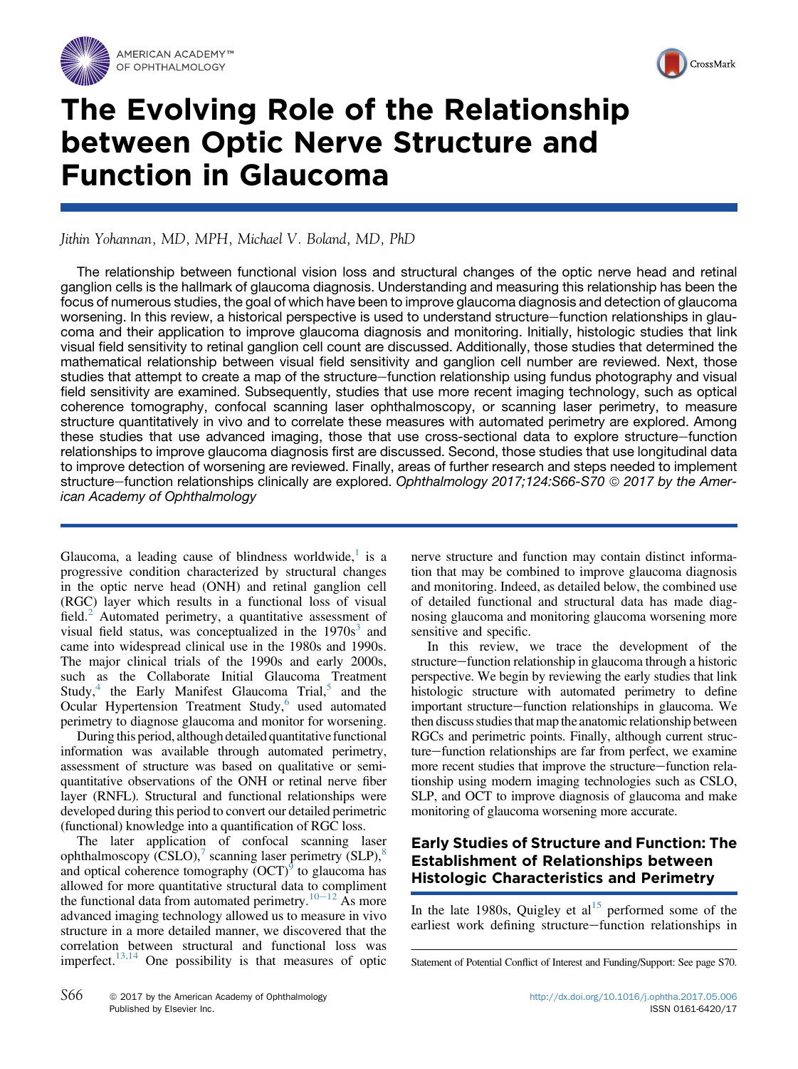# The Evolving Role of the Relationship between Optic Nerve Structure and Function in Glaucoma

*Jithin Yohannan, MD, MPH, Michael V. Boland, MD, PhD*

The relationship between functional vision loss and structural changes of the optic nerve head and retinal ganglion cells is the hallmark of glaucoma diagnosis. Understanding and measuring this relationship has been the focus of numerous studies, the goal of which have been to improve glaucoma diagnosis and detection of glaucoma worsening. In this review, a historical perspective is used to understand structure−function relationships in glaucoma and their application to improve glaucoma diagnosis and monitoring. Initially, histologic studies that link visual field sensitivity to retinal ganglion cell count are discussed. Additionally, those studies that determined the mathematical relationship between visual field sensitivity and ganglion cell number are reviewed. Next, those studies that attempt to create a map of the structure−function relationship using fundus photography and visual field sensitivity are examined. Subsequently, studies that use more recent imaging technology, such as optical coherence tomography, confocal scanning laser ophthalmoscopy, or scanning laser perimetry, to measure structure quantitatively in vivo and to correlate these measures with automated perimetry are explored. Among these studies that use advanced imaging, those that use cross-sectional data to explore structure−function relationships to improve glaucoma diagnosis first are discussed. Second, those studies that use longitudinal data to improve detection of worsening are reviewed. Finally, areas of further research and steps needed to implement structure−function relationships clinically are explored. *Ophthalmology 2017;124:S66-S70 © 2017 by the American Academy of Ophthalmology*

Glaucoma, a leading cause of blindness worldwide,[1] is a progressive condition characterized by structural changes in the optic nerve head (ONH) and retinal ganglion cell (RGC) layer which results in a functional loss of visual field.[2] Automated perimetry, a quantitative assessment of visual field status, was conceptualized in the 1970s[3] and came into widespread clinical use in the 1980s and 1990s. The major clinical trials of the 1990s and early 2000s, such as the Collaborate Initial Glaucoma Treatment Study,[4] the Early Manifest Glaucoma Trial,[5] and the Ocular Hypertension Treatment Study,[6] used automated perimetry to diagnose glaucoma and monitor for worsening.

During this period, although detailed quantitative functional information was available through automated perimetry, assessment of structure was based on qualitative or semiquantitative observations of the ONH or retinal nerve fiber layer (RNFL). Structural and functional relationships were developed during this period to convert our detailed perimetric (functional) knowledge into a quantification of RGC loss.

The later application of confocal scanning laser ophthalmoscopy (CSLO),[7] scanning laser perimetry (SLP),[8] and optical coherence tomography (OCT)[9] to glaucoma has allowed for more quantitative structural data to compliment the functional data from automated perimetry.[10−12] As more advanced imaging technology allowed us to measure in vivo structure in a more detailed manner, we discovered that the correlation between structural and functional loss was imperfect.[13,14] One possibility is that measures of optic nerve structure and function may contain distinct information that may be combined to improve glaucoma diagnosis and monitoring. Indeed, as detailed below, the combined use of detailed functional and structural data has made diagnosing glaucoma and monitoring glaucoma worsening more sensitive and specific.

In this review, we trace the development of the structure−function relationship in glaucoma through a historic perspective. We begin by reviewing the early studies that link histologic structure with automated perimetry to define important structure−function relationships in glaucoma. We then discuss studies that map the anatomic relationship between RGCs and perimetric points. Finally, although current structure−function relationships are far from perfect, we examine more recent studies that improve the structure−function relationship using modern imaging technologies such as CSLO, SLP, and OCT to improve diagnosis of glaucoma and make monitoring of glaucoma worsening more accurate.

## Early Studies of Structure and Function: The Establishment of Relationships between Histologic Characteristics and Perimetry

In the late 1980s, Quigley et al[15] performed some of the earliest work defining structure−function relationships in

Statement of Potential Conflict of Interest and Funding/Support: See page S70.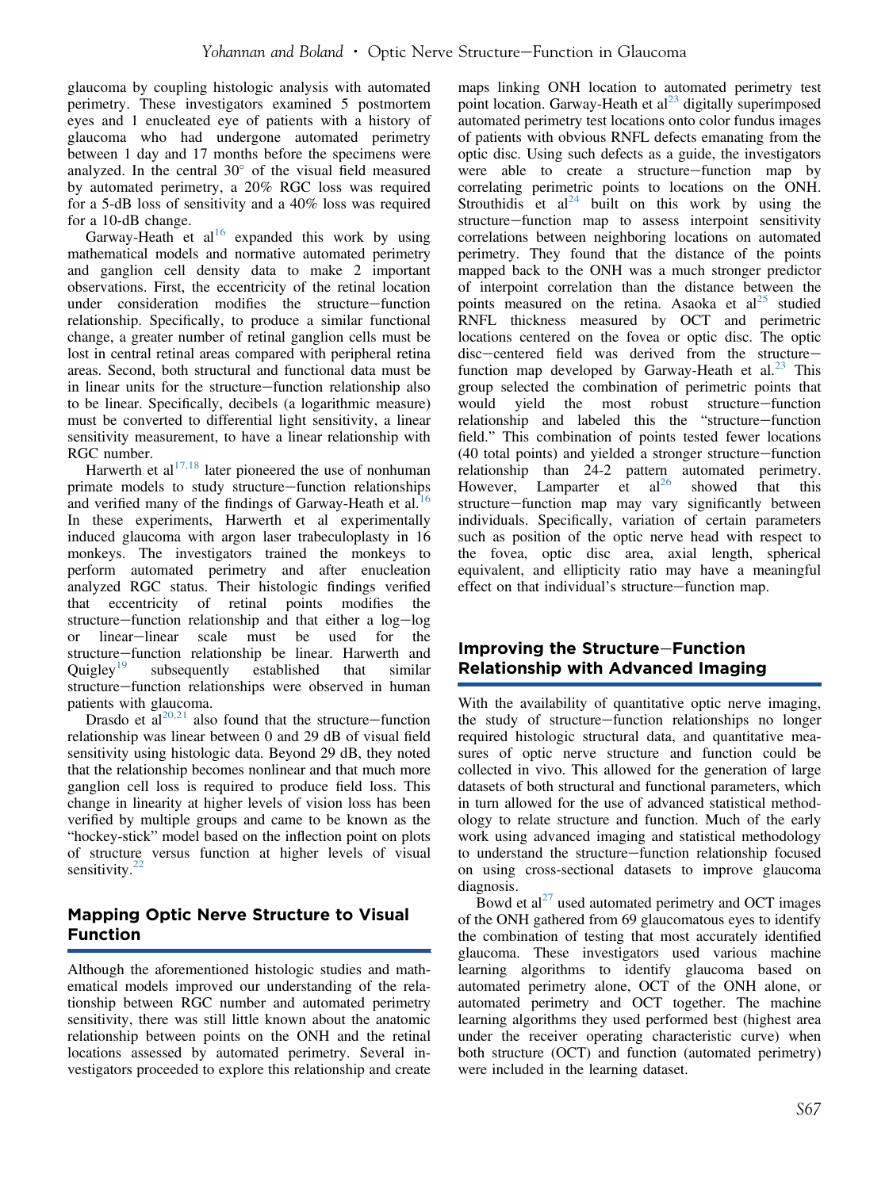glaucoma by coupling histologic analysis with automated perimetry. These investigators examined 5 postmortem eyes and 1 enucleated eye of patients with a history of glaucoma who had undergone automated perimetry between 1 day and 17 months before the specimens were analyzed. In the central 30° of the visual field measured by automated perimetry, a 20% RGC loss was required for a 5-dB loss of sensitivity and a 40% loss was required for a 10-dB change.

Garway-Heath et al[16] expanded this work by using mathematical models and normative automated perimetry and ganglion cell density data to make 2 important observations. First, the eccentricity of the retinal location under consideration modifies the structure–function relationship. Specifically, to produce a similar functional change, a greater number of retinal ganglion cells must be lost in central retinal areas compared with peripheral retina areas. Second, both structural and functional data must be in linear units for the structure–function relationship also to be linear. Specifically, decibels (a logarithmic measure) must be converted to differential light sensitivity, a linear sensitivity measurement, to have a linear relationship with RGC number.

Harwerth et al[17,18] later pioneered the use of nonhuman primate models to study structure–function relationships and verified many of the findings of Garway-Heath et al.[16] In these experiments, Harwerth et al experimentally induced glaucoma with argon laser trabeculoplasty in 16 monkeys. The investigators trained the monkeys to perform automated perimetry and after enucleation analyzed RGC status. Their histologic findings verified that eccentricity of retinal points modifies the structure–function relationship and that either a log–log or linear–linear scale must be used for the structure–function relationship be linear. Harwerth and Quigley[19] subsequently established that similar structure–function relationships were observed in human patients with glaucoma.

Drasdo et al[20,21] also found that the structure–function relationship was linear between 0 and 29 dB of visual field sensitivity using histologic data. Beyond 29 dB, they noted that the relationship becomes nonlinear and that much more ganglion cell loss is required to produce field loss. This change in linearity at higher levels of vision loss has been verified by multiple groups and came to be known as the "hockey-stick" model based on the inflection point on plots of structure versus function at higher levels of visual sensitivity.[22]

## Mapping Optic Nerve Structure to Visual Function

Although the aforementioned histologic studies and mathematical models improved our understanding of the relationship between RGC number and automated perimetry sensitivity, there was still little known about the anatomic relationship between points on the ONH and the retinal locations assessed by automated perimetry. Several investigators proceeded to explore this relationship and create maps linking ONH location to automated perimetry test point location. Garway-Heath et al[23] digitally superimposed automated perimetry test locations onto color fundus images of patients with obvious RNFL defects emanating from the optic disc. Using such defects as a guide, the investigators were able to create a structure–function map by correlating perimetric points to locations on the ONH. Strouthidis et al[24] built on this work by using the structure–function map to assess interpoint sensitivity correlations between neighboring locations on automated perimetry. They found that the distance of the points mapped back to the ONH was a much stronger predictor of interpoint correlation than the distance between the points measured on the retina. Asaoka et al[25] studied RNFL thickness measured by OCT and perimetric locations centered on the fovea or optic disc. The optic disc–centered field was derived from the structure–function map developed by Garway-Heath et al.[23] This group selected the combination of perimetric points that would yield the most robust structure–function relationship and labeled this the "structure–function field." This combination of points tested fewer locations (40 total points) and yielded a stronger structure–function relationship than 24-2 pattern automated perimetry. However, Lamparter et al[26] showed that this structure–function map may vary significantly between individuals. Specifically, variation of certain parameters such as position of the optic nerve head with respect to the fovea, optic disc area, axial length, spherical equivalent, and ellipticity ratio may have a meaningful effect on that individual's structure–function map.

## Improving the Structure–Function Relationship with Advanced Imaging

With the availability of quantitative optic nerve imaging, the study of structure–function relationships no longer required histologic structural data, and quantitative measures of optic nerve structure and function could be collected in vivo. This allowed for the generation of large datasets of both structural and functional parameters, which in turn allowed for the use of advanced statistical methodology to relate structure and function. Much of the early work using advanced imaging and statistical methodology to understand the structure–function relationship focused on using cross-sectional datasets to improve glaucoma diagnosis.

Bowd et al[27] used automated perimetry and OCT images of the ONH gathered from 69 glaucomatous eyes to identify the combination of testing that most accurately identified glaucoma. These investigators used various machine learning algorithms to identify glaucoma based on automated perimetry alone, OCT of the ONH alone, or automated perimetry and OCT together. The machine learning algorithms they used performed best (highest area under the receiver operating characteristic curve) when both structure (OCT) and function (automated perimetry) were included in the learning dataset.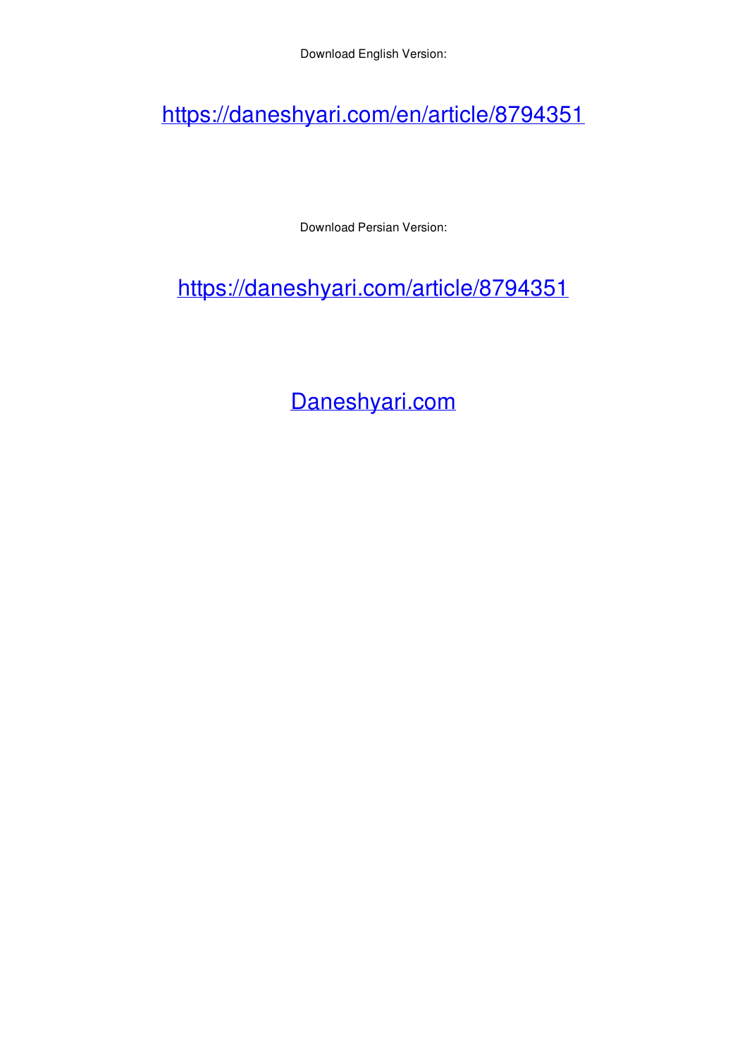Download English Version:

https://daneshyari.com/en/article/8794351

Download Persian Version:

https://daneshyari.com/article/8794351

Daneshyari.com